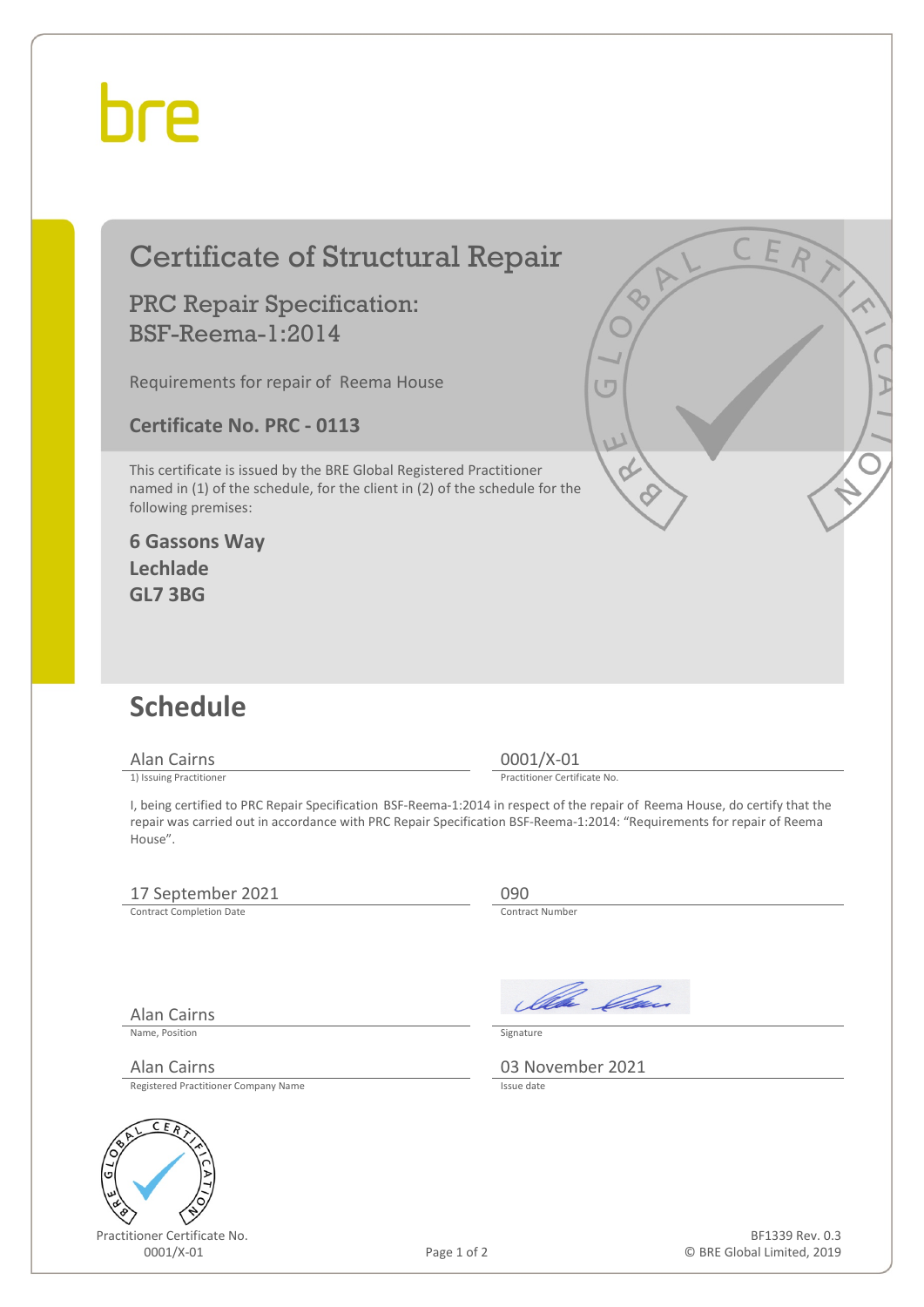bre

# Certificate of Structural Repair

## PRC Repair Specification: BSF-Reema-1:2014

Requirements for repair of Reema House

**Certificate No. PRC - 0113**

This certificate is issued by the BRE Global Registered Practitioner named in (1) of the schedule, for the client in (2) of the schedule for the following premises:

**6 Gassons Way**
**Lechlade**
**GL7 3BG**

## Schedule

| | |
|---|---|
| Alan Cairns | 0001/X-01 |
| 1) Issuing Practitioner | Practitioner Certificate No. |

I, being certified to PRC Repair Specification BSF-Reema-1:2014 in respect of the repair of Reema House, do certify that the repair was carried out in accordance with PRC Repair Specification BSF-Reema-1:2014: "Requirements for repair of Reema House".

| | |
|---|---|
| 17 September 2021 | 090 |
| Contract Completion Date | Contract Number |
| Alan Cairns | [Signature] |
| Name, Position | Signature |
| Alan Cairns | 03 November 2021 |
| Registered Practitioner Company Name | Issue date |

Practitioner Certificate No.
0001/X-01

BF1339 Rev. 0.3
© BRE Global Limited, 2019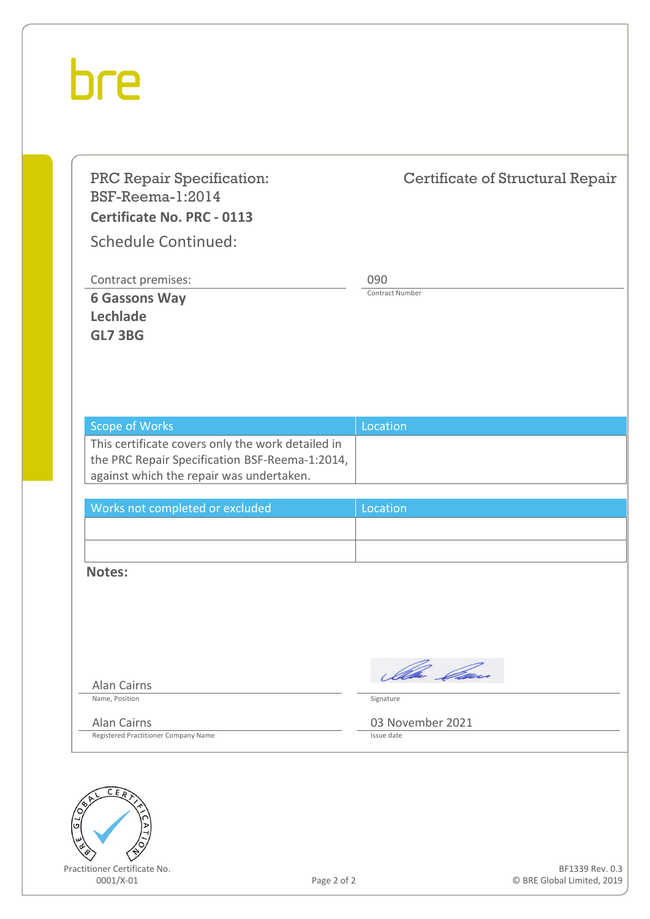bre

PRC Repair Specification: BSF-Reema-1:2014

Certificate of Structural Repair

**Certificate No. PRC - 0113**

Schedule Continued:

Contract premises:

**6 Gassons Way**
**Lechlade**
**GL7 3BG**

090
Contract Number

| Scope of Works | Location |
| --- | --- |
| This certificate covers only the work detailed in the PRC Repair Specification BSF-Reema-1:2014, against which the repair was undertaken. | |

| Works not completed or excluded | Location |
| --- | --- |
| | |
| | |

**Notes:**

Alan Cairns
Name, Position

Signature

Alan Cairns
Registered Practitioner Company Name

03 November 2021
Issue date

BRE GLOBAL CERTIFICATION

Practitioner Certificate No.
0001/X-01

BF1339 Rev. 0.3
© BRE Global Limited, 2019